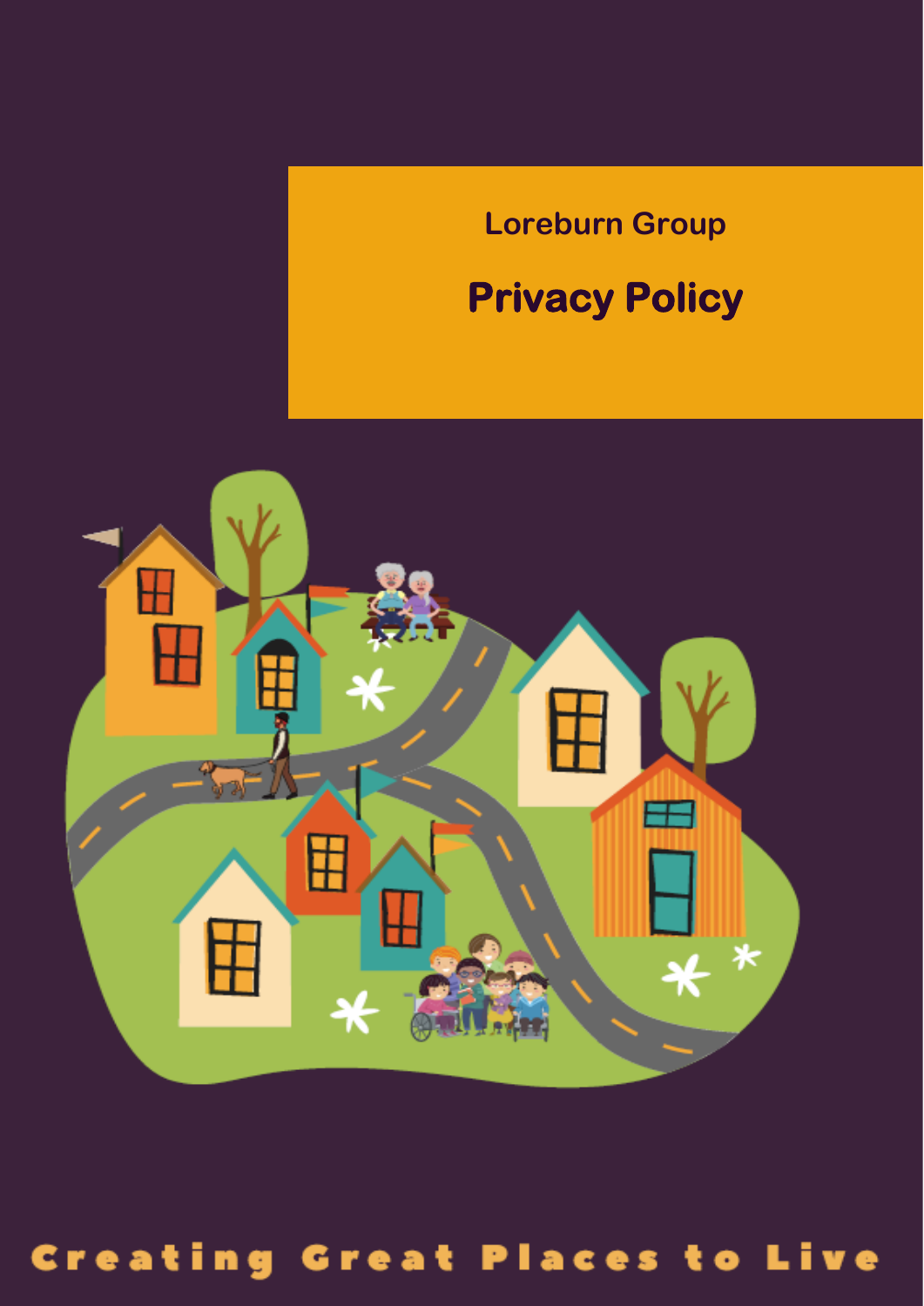Loreburn Group

# Privacy Policy

Creating Great Places to Live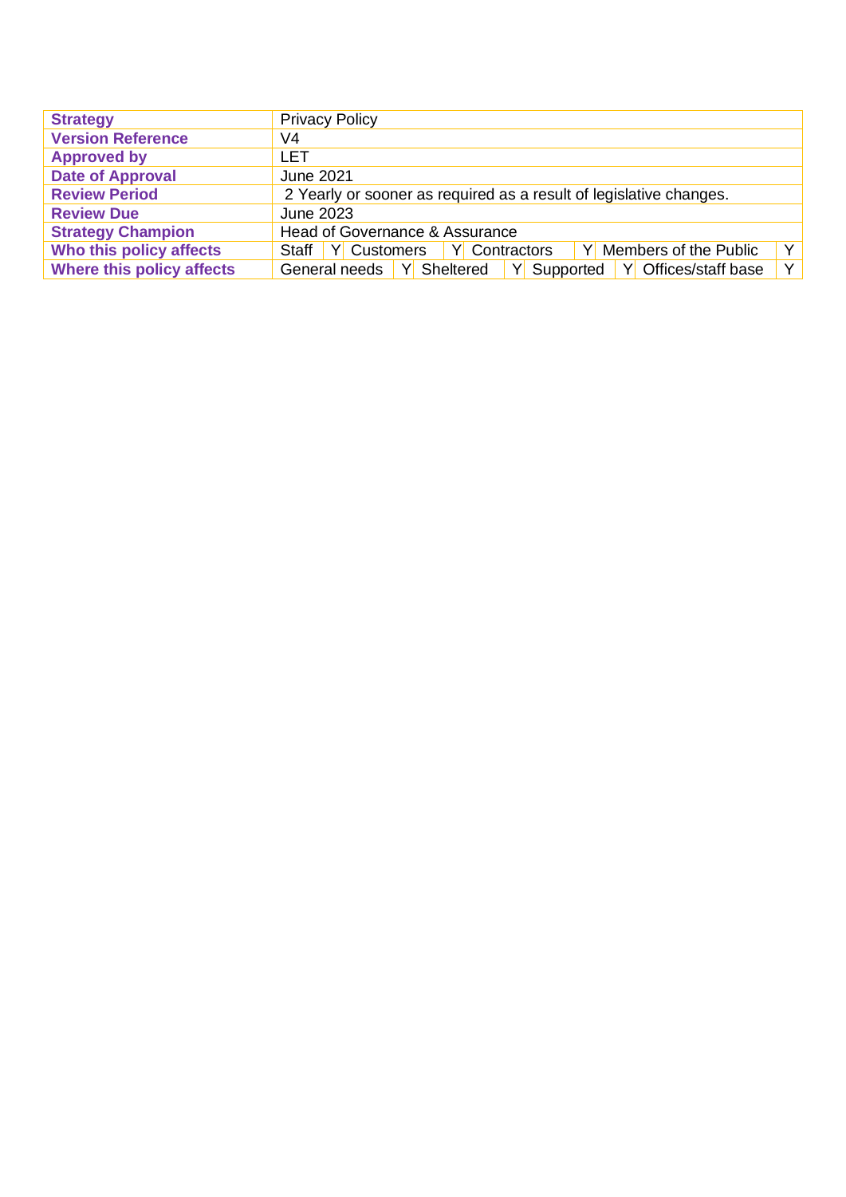| **Strategy** | Privacy Policy | | | | | | | |
|---|---|---|---|---|---|---|---|---|
| **Version Reference** | V4 | | | | | | | |
| **Approved by** | LET | | | | | | | |
| **Date of Approval** | June 2021 | | | | | | | |
| **Review Period** | 2 Yearly or sooner as required as a result of legislative changes. | | | | | | | |
| **Review Due** | June 2023 | | | | | | | |
| **Strategy Champion** | Head of Governance & Assurance | | | | | | | |
| **Who this policy affects** | Staff | Y | Customers | Y | Contractors | Y | Members of the Public | Y |
| **Where this policy affects** | General needs | Y | Sheltered | Y | Supported | Y | Offices/staff base | Y |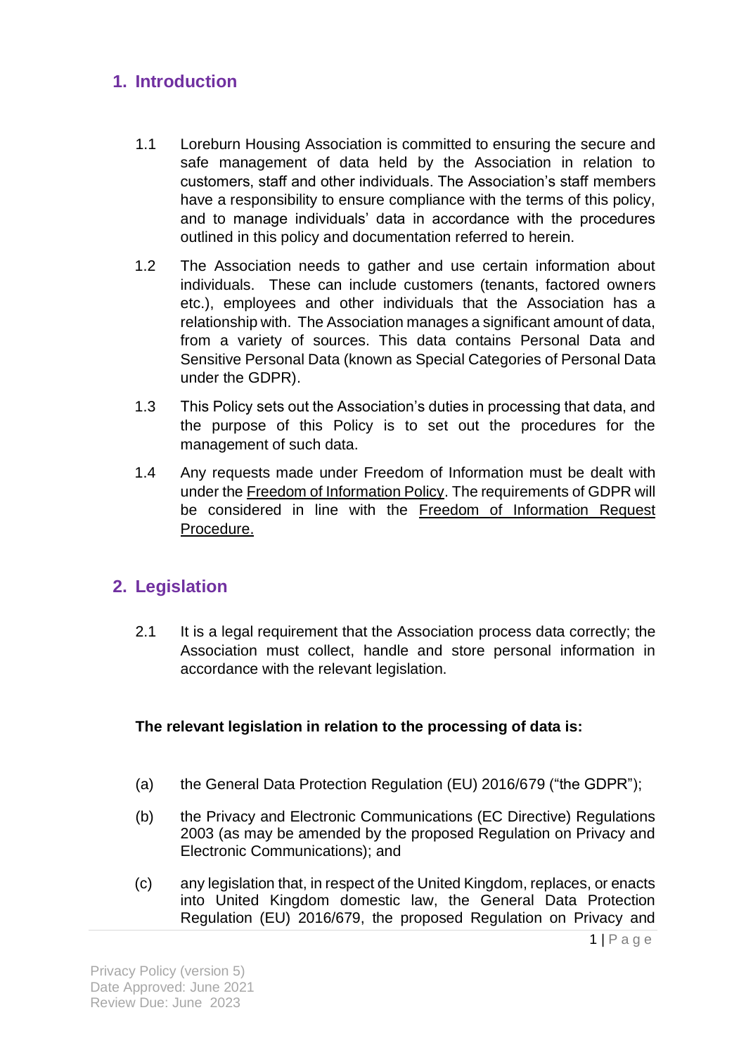## 1. Introduction

1.1 Loreburn Housing Association is committed to ensuring the secure and safe management of data held by the Association in relation to customers, staff and other individuals. The Association's staff members have a responsibility to ensure compliance with the terms of this policy, and to manage individuals' data in accordance with the procedures outlined in this policy and documentation referred to herein.

1.2 The Association needs to gather and use certain information about individuals. These can include customers (tenants, factored owners etc.), employees and other individuals that the Association has a relationship with. The Association manages a significant amount of data, from a variety of sources. This data contains Personal Data and Sensitive Personal Data (known as Special Categories of Personal Data under the GDPR).

1.3 This Policy sets out the Association's duties in processing that data, and the purpose of this Policy is to set out the procedures for the management of such data.

1.4 Any requests made under Freedom of Information must be dealt with under the Freedom of Information Policy. The requirements of GDPR will be considered in line with the Freedom of Information Request Procedure.

## 2. Legislation

2.1 It is a legal requirement that the Association process data correctly; the Association must collect, handle and store personal information in accordance with the relevant legislation.

**The relevant legislation in relation to the processing of data is:**

(a) the General Data Protection Regulation (EU) 2016/679 ("the GDPR");

(b) the Privacy and Electronic Communications (EC Directive) Regulations 2003 (as may be amended by the proposed Regulation on Privacy and Electronic Communications); and

(c) any legislation that, in respect of the United Kingdom, replaces, or enacts into United Kingdom domestic law, the General Data Protection Regulation (EU) 2016/679, the proposed Regulation on Privacy and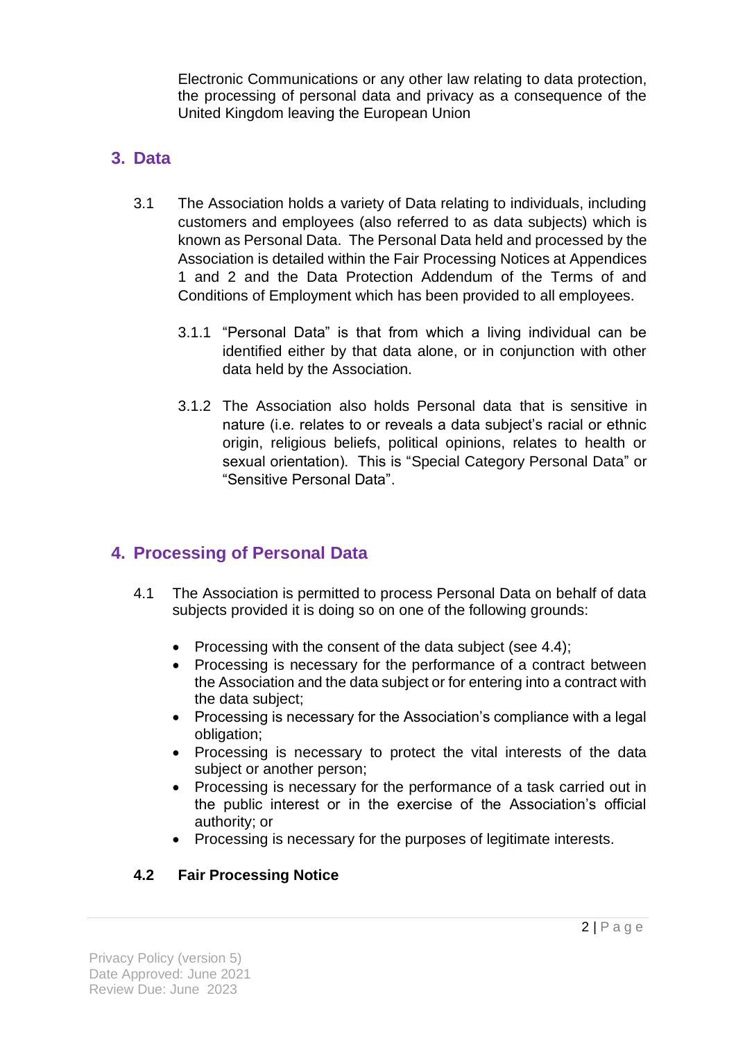Electronic Communications or any other law relating to data protection, the processing of personal data and privacy as a consequence of the United Kingdom leaving the European Union

## 3. Data

3.1 The Association holds a variety of Data relating to individuals, including customers and employees (also referred to as data subjects) which is known as Personal Data. The Personal Data held and processed by the Association is detailed within the Fair Processing Notices at Appendices 1 and 2 and the Data Protection Addendum of the Terms of and Conditions of Employment which has been provided to all employees.

3.1.1 "Personal Data" is that from which a living individual can be identified either by that data alone, or in conjunction with other data held by the Association.

3.1.2 The Association also holds Personal data that is sensitive in nature (i.e. relates to or reveals a data subject's racial or ethnic origin, religious beliefs, political opinions, relates to health or sexual orientation). This is "Special Category Personal Data" or "Sensitive Personal Data".

## 4. Processing of Personal Data

4.1 The Association is permitted to process Personal Data on behalf of data subjects provided it is doing so on one of the following grounds:

- Processing with the consent of the data subject (see 4.4);
- Processing is necessary for the performance of a contract between the Association and the data subject or for entering into a contract with the data subject;
- Processing is necessary for the Association's compliance with a legal obligation;
- Processing is necessary to protect the vital interests of the data subject or another person;
- Processing is necessary for the performance of a task carried out in the public interest or in the exercise of the Association's official authority; or
- Processing is necessary for the purposes of legitimate interests.

### 4.2 Fair Processing Notice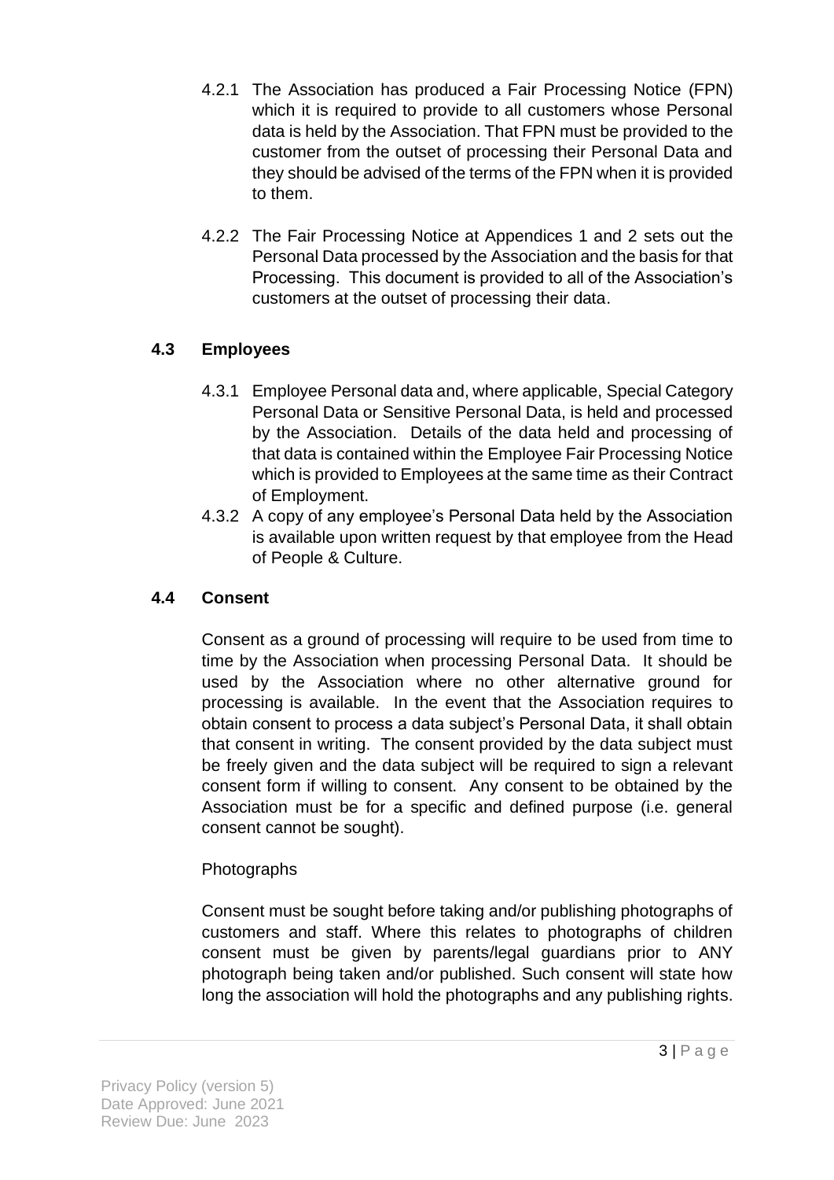4.2.1 The Association has produced a Fair Processing Notice (FPN) which it is required to provide to all customers whose Personal data is held by the Association. That FPN must be provided to the customer from the outset of processing their Personal Data and they should be advised of the terms of the FPN when it is provided to them.

4.2.2 The Fair Processing Notice at Appendices 1 and 2 sets out the Personal Data processed by the Association and the basis for that Processing. This document is provided to all of the Association's customers at the outset of processing their data.

### 4.3 Employees

4.3.1 Employee Personal data and, where applicable, Special Category Personal Data or Sensitive Personal Data, is held and processed by the Association. Details of the data held and processing of that data is contained within the Employee Fair Processing Notice which is provided to Employees at the same time as their Contract of Employment.

4.3.2 A copy of any employee's Personal Data held by the Association is available upon written request by that employee from the Head of People & Culture.

### 4.4 Consent

Consent as a ground of processing will require to be used from time to time by the Association when processing Personal Data. It should be used by the Association where no other alternative ground for processing is available. In the event that the Association requires to obtain consent to process a data subject's Personal Data, it shall obtain that consent in writing. The consent provided by the data subject must be freely given and the data subject will be required to sign a relevant consent form if willing to consent. Any consent to be obtained by the Association must be for a specific and defined purpose (i.e. general consent cannot be sought).

Photographs

Consent must be sought before taking and/or publishing photographs of customers and staff. Where this relates to photographs of children consent must be given by parents/legal guardians prior to ANY photograph being taken and/or published. Such consent will state how long the association will hold the photographs and any publishing rights.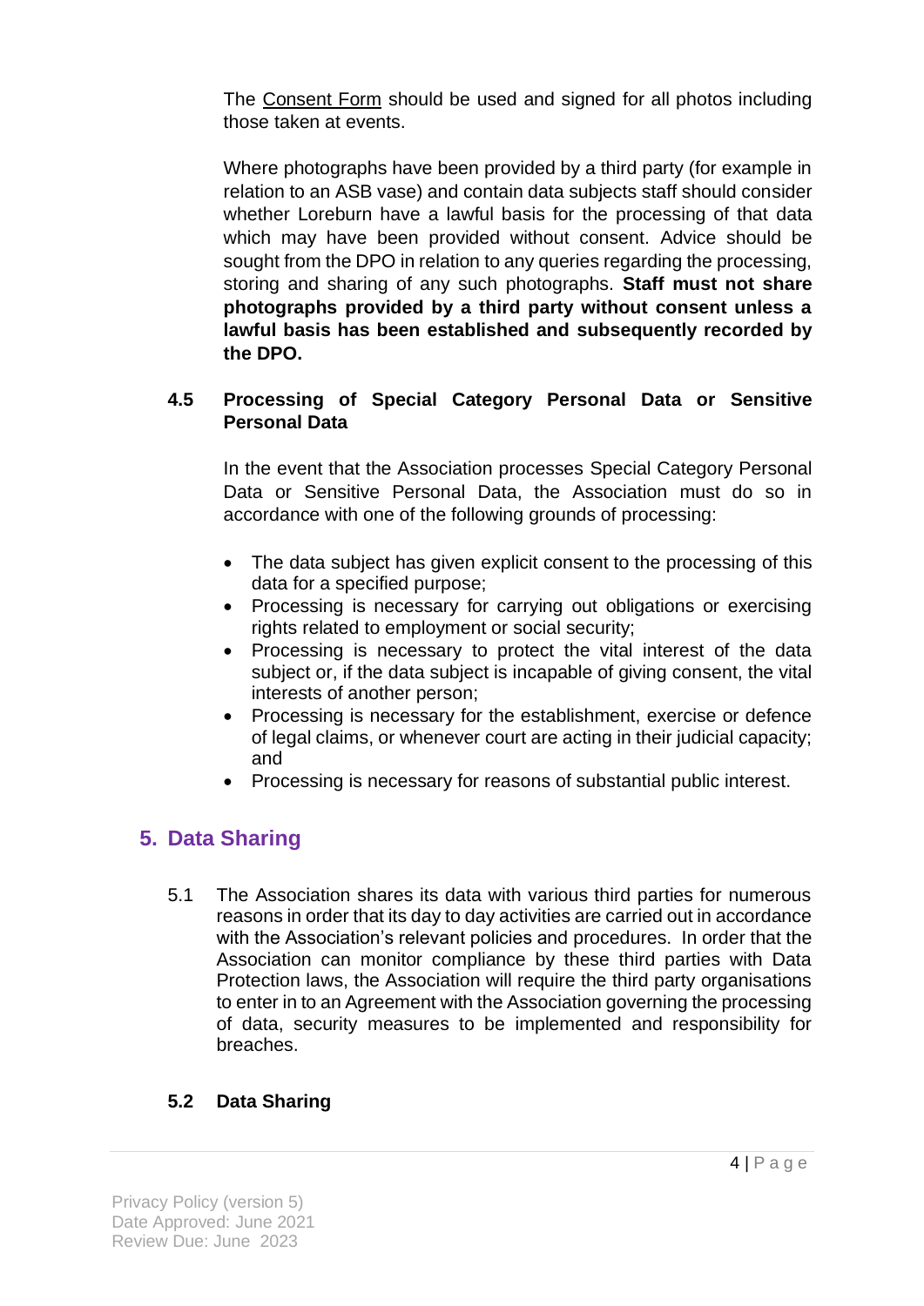The Consent Form should be used and signed for all photos including those taken at events.

Where photographs have been provided by a third party (for example in relation to an ASB vase) and contain data subjects staff should consider whether Loreburn have a lawful basis for the processing of that data which may have been provided without consent. Advice should be sought from the DPO in relation to any queries regarding the processing, storing and sharing of any such photographs. **Staff must not share photographs provided by a third party without consent unless a lawful basis has been established and subsequently recorded by the DPO.**

### 4.5 Processing of Special Category Personal Data or Sensitive Personal Data

In the event that the Association processes Special Category Personal Data or Sensitive Personal Data, the Association must do so in accordance with one of the following grounds of processing:

- The data subject has given explicit consent to the processing of this data for a specified purpose;
- Processing is necessary for carrying out obligations or exercising rights related to employment or social security;
- Processing is necessary to protect the vital interest of the data subject or, if the data subject is incapable of giving consent, the vital interests of another person;
- Processing is necessary for the establishment, exercise or defence of legal claims, or whenever court are acting in their judicial capacity; and
- Processing is necessary for reasons of substantial public interest.

## 5. Data Sharing

5.1 The Association shares its data with various third parties for numerous reasons in order that its day to day activities are carried out in accordance with the Association's relevant policies and procedures. In order that the Association can monitor compliance by these third parties with Data Protection laws, the Association will require the third party organisations to enter in to an Agreement with the Association governing the processing of data, security measures to be implemented and responsibility for breaches.

### 5.2 Data Sharing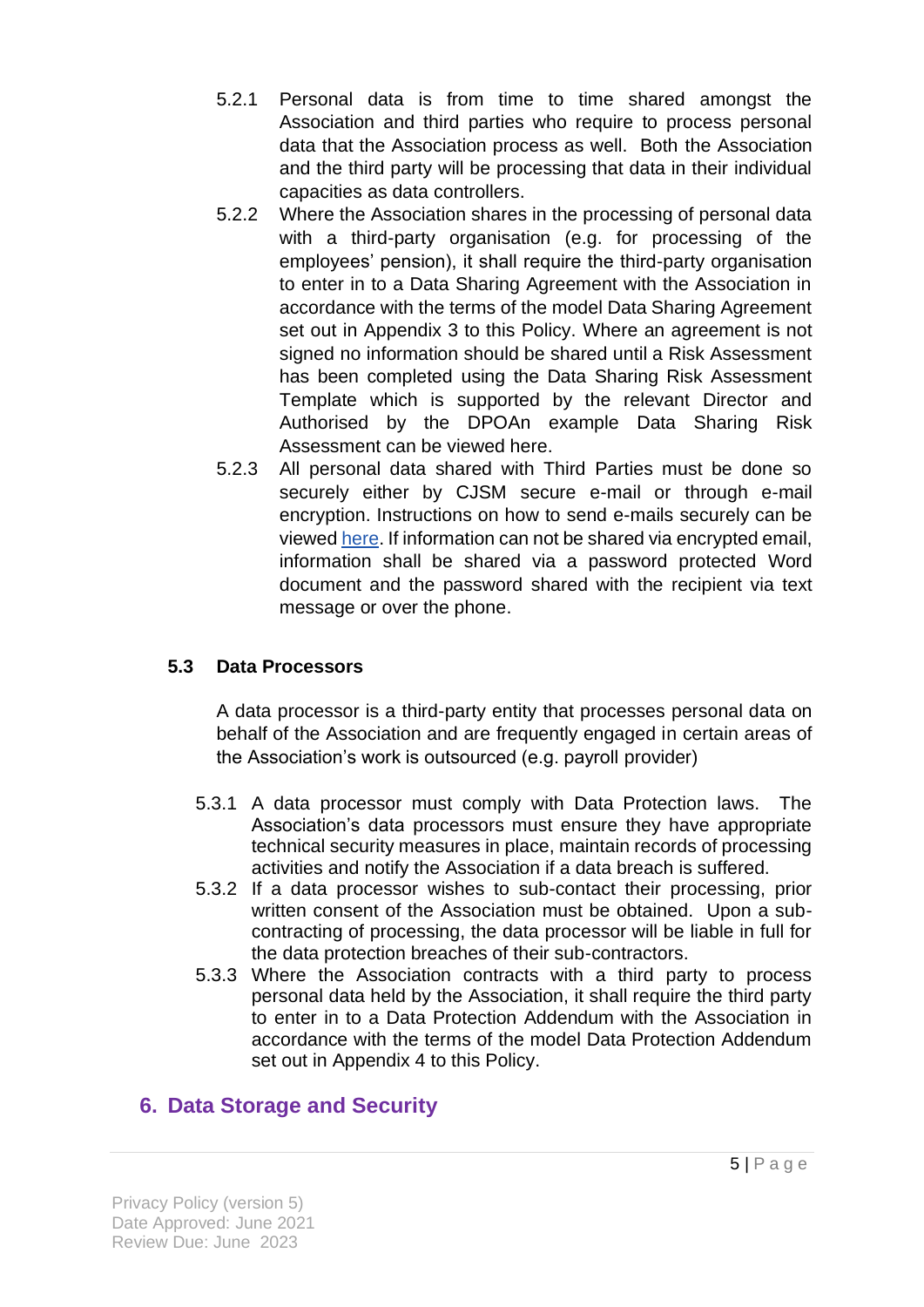5.2.1 Personal data is from time to time shared amongst the Association and third parties who require to process personal data that the Association process as well. Both the Association and the third party will be processing that data in their individual capacities as data controllers.

5.2.2 Where the Association shares in the processing of personal data with a third-party organisation (e.g. for processing of the employees' pension), it shall require the third-party organisation to enter in to a Data Sharing Agreement with the Association in accordance with the terms of the model Data Sharing Agreement set out in Appendix 3 to this Policy. Where an agreement is not signed no information should be shared until a Risk Assessment has been completed using the Data Sharing Risk Assessment Template which is supported by the relevant Director and Authorised by the DPOAn example Data Sharing Risk Assessment can be viewed here.

5.2.3 All personal data shared with Third Parties must be done so securely either by CJSM secure e-mail or through e-mail encryption. Instructions on how to send e-mails securely can be viewed here. If information can not be shared via encrypted email, information shall be shared via a password protected Word document and the password shared with the recipient via text message or over the phone.

### 5.3 Data Processors

A data processor is a third-party entity that processes personal data on behalf of the Association and are frequently engaged in certain areas of the Association's work is outsourced (e.g. payroll provider)

5.3.1 A data processor must comply with Data Protection laws. The Association's data processors must ensure they have appropriate technical security measures in place, maintain records of processing activities and notify the Association if a data breach is suffered.

5.3.2 If a data processor wishes to sub-contact their processing, prior written consent of the Association must be obtained. Upon a sub-contracting of processing, the data processor will be liable in full for the data protection breaches of their sub-contractors.

5.3.3 Where the Association contracts with a third party to process personal data held by the Association, it shall require the third party to enter in to a Data Protection Addendum with the Association in accordance with the terms of the model Data Protection Addendum set out in Appendix 4 to this Policy.

## 6. Data Storage and Security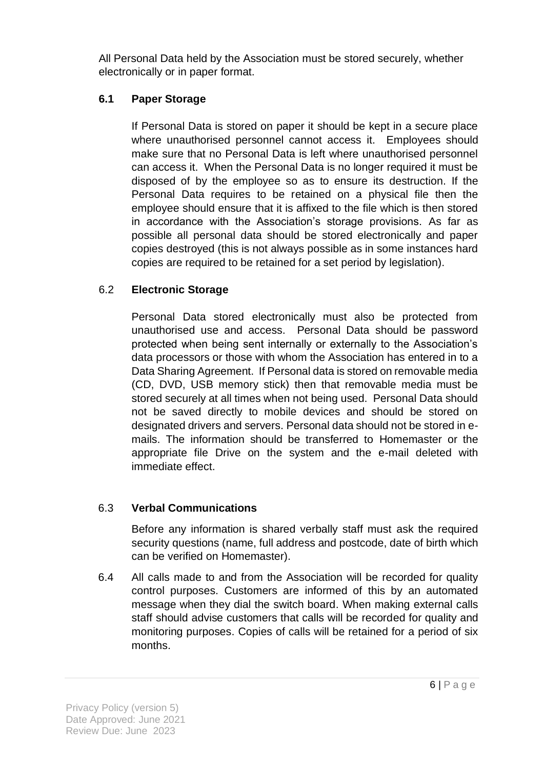All Personal Data held by the Association must be stored securely, whether electronically or in paper format.

### 6.1 Paper Storage

If Personal Data is stored on paper it should be kept in a secure place where unauthorised personnel cannot access it. Employees should make sure that no Personal Data is left where unauthorised personnel can access it. When the Personal Data is no longer required it must be disposed of by the employee so as to ensure its destruction. If the Personal Data requires to be retained on a physical file then the employee should ensure that it is affixed to the file which is then stored in accordance with the Association's storage provisions. As far as possible all personal data should be stored electronically and paper copies destroyed (this is not always possible as in some instances hard copies are required to be retained for a set period by legislation).

### 6.2 Electronic Storage

Personal Data stored electronically must also be protected from unauthorised use and access. Personal Data should be password protected when being sent internally or externally to the Association's data processors or those with whom the Association has entered in to a Data Sharing Agreement. If Personal data is stored on removable media (CD, DVD, USB memory stick) then that removable media must be stored securely at all times when not being used. Personal Data should not be saved directly to mobile devices and should be stored on designated drivers and servers. Personal data should not be stored in e-mails. The information should be transferred to Homemaster or the appropriate file Drive on the system and the e-mail deleted with immediate effect.

### 6.3 Verbal Communications

Before any information is shared verbally staff must ask the required security questions (name, full address and postcode, date of birth which can be verified on Homemaster).

6.4 All calls made to and from the Association will be recorded for quality control purposes. Customers are informed of this by an automated message when they dial the switch board. When making external calls staff should advise customers that calls will be recorded for quality and monitoring purposes. Copies of calls will be retained for a period of six months.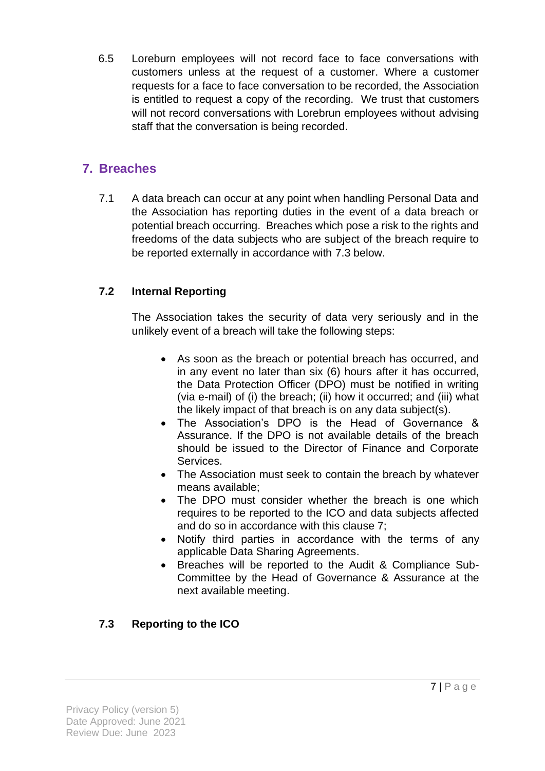6.5 Loreburn employees will not record face to face conversations with customers unless at the request of a customer. Where a customer requests for a face to face conversation to be recorded, the Association is entitled to request a copy of the recording. We trust that customers will not record conversations with Lorebrun employees without advising staff that the conversation is being recorded.

## 7. Breaches

7.1 A data breach can occur at any point when handling Personal Data and the Association has reporting duties in the event of a data breach or potential breach occurring. Breaches which pose a risk to the rights and freedoms of the data subjects who are subject of the breach require to be reported externally in accordance with 7.3 below.

### 7.2 Internal Reporting

The Association takes the security of data very seriously and in the unlikely event of a breach will take the following steps:

- As soon as the breach or potential breach has occurred, and in any event no later than six (6) hours after it has occurred, the Data Protection Officer (DPO) must be notified in writing (via e-mail) of (i) the breach; (ii) how it occurred; and (iii) what the likely impact of that breach is on any data subject(s).
- The Association's DPO is the Head of Governance & Assurance. If the DPO is not available details of the breach should be issued to the Director of Finance and Corporate Services.
- The Association must seek to contain the breach by whatever means available;
- The DPO must consider whether the breach is one which requires to be reported to the ICO and data subjects affected and do so in accordance with this clause 7;
- Notify third parties in accordance with the terms of any applicable Data Sharing Agreements.
- Breaches will be reported to the Audit & Compliance Sub-Committee by the Head of Governance & Assurance at the next available meeting.

### 7.3 Reporting to the ICO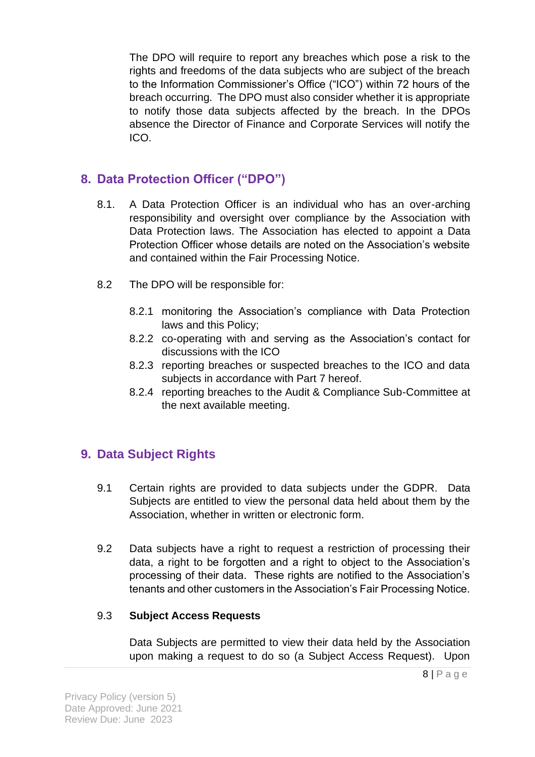The DPO will require to report any breaches which pose a risk to the rights and freedoms of the data subjects who are subject of the breach to the Information Commissioner's Office ("ICO") within 72 hours of the breach occurring. The DPO must also consider whether it is appropriate to notify those data subjects affected by the breach. In the DPOs absence the Director of Finance and Corporate Services will notify the ICO.

## 8. Data Protection Officer ("DPO")

8.1. A Data Protection Officer is an individual who has an over-arching responsibility and oversight over compliance by the Association with Data Protection laws. The Association has elected to appoint a Data Protection Officer whose details are noted on the Association's website and contained within the Fair Processing Notice.

8.2 The DPO will be responsible for:

8.2.1 monitoring the Association's compliance with Data Protection laws and this Policy;
8.2.2 co-operating with and serving as the Association's contact for discussions with the ICO
8.2.3 reporting breaches or suspected breaches to the ICO and data subjects in accordance with Part 7 hereof.
8.2.4 reporting breaches to the Audit & Compliance Sub-Committee at the next available meeting.

## 9. Data Subject Rights

9.1 Certain rights are provided to data subjects under the GDPR. Data Subjects are entitled to view the personal data held about them by the Association, whether in written or electronic form.

9.2 Data subjects have a right to request a restriction of processing their data, a right to be forgotten and a right to object to the Association's processing of their data. These rights are notified to the Association's tenants and other customers in the Association's Fair Processing Notice.

9.3 **Subject Access Requests**

Data Subjects are permitted to view their data held by the Association upon making a request to do so (a Subject Access Request). Upon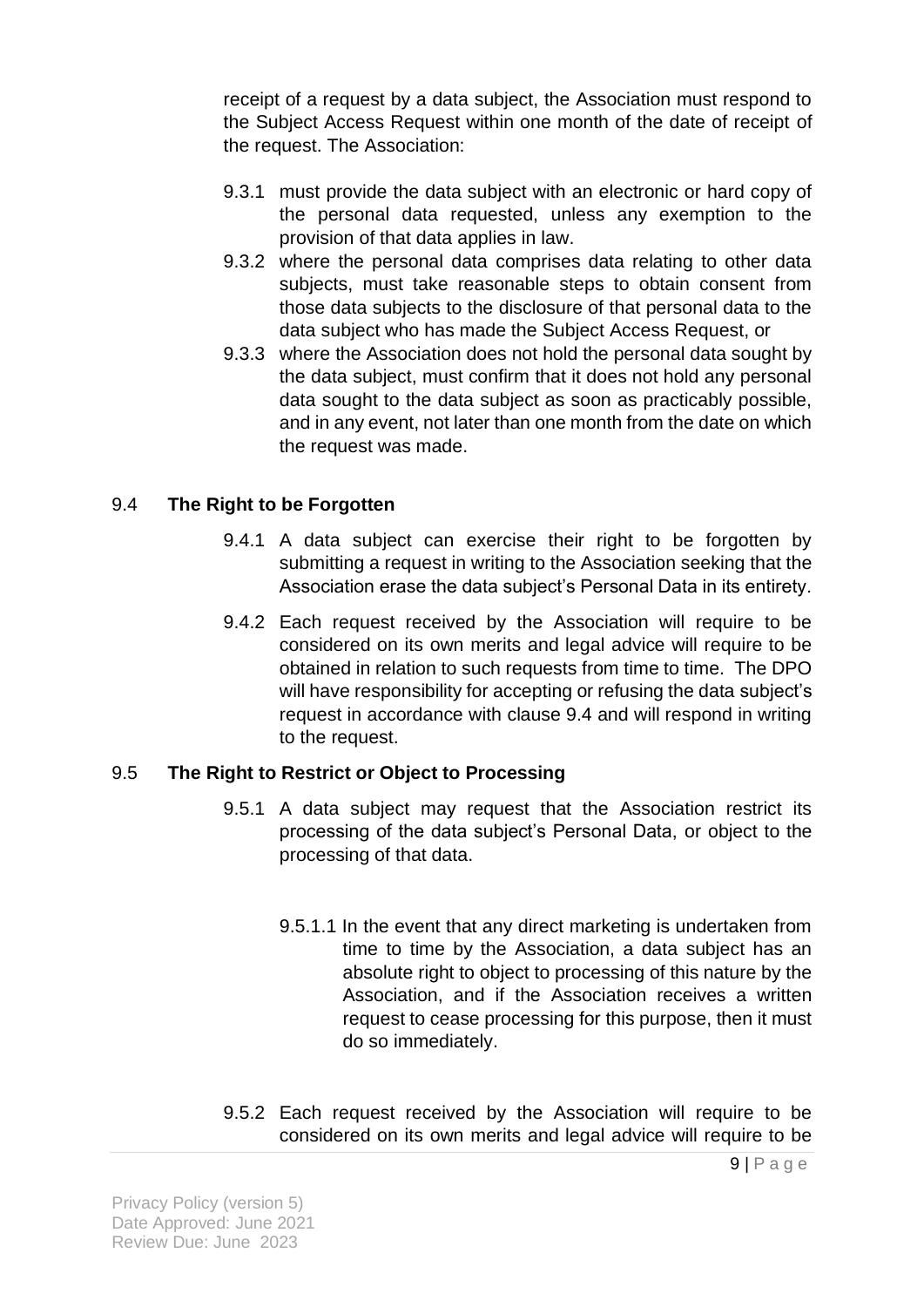receipt of a request by a data subject, the Association must respond to the Subject Access Request within one month of the date of receipt of the request. The Association:

9.3.1 must provide the data subject with an electronic or hard copy of the personal data requested, unless any exemption to the provision of that data applies in law.

9.3.2 where the personal data comprises data relating to other data subjects, must take reasonable steps to obtain consent from those data subjects to the disclosure of that personal data to the data subject who has made the Subject Access Request, or

9.3.3 where the Association does not hold the personal data sought by the data subject, must confirm that it does not hold any personal data sought to the data subject as soon as practicably possible, and in any event, not later than one month from the date on which the request was made.

### 9.4 The Right to be Forgotten

9.4.1 A data subject can exercise their right to be forgotten by submitting a request in writing to the Association seeking that the Association erase the data subject's Personal Data in its entirety.

9.4.2 Each request received by the Association will require to be considered on its own merits and legal advice will require to be obtained in relation to such requests from time to time. The DPO will have responsibility for accepting or refusing the data subject's request in accordance with clause 9.4 and will respond in writing to the request.

### 9.5 The Right to Restrict or Object to Processing

9.5.1 A data subject may request that the Association restrict its processing of the data subject's Personal Data, or object to the processing of that data.

9.5.1.1 In the event that any direct marketing is undertaken from time to time by the Association, a data subject has an absolute right to object to processing of this nature by the Association, and if the Association receives a written request to cease processing for this purpose, then it must do so immediately.

9.5.2 Each request received by the Association will require to be considered on its own merits and legal advice will require to be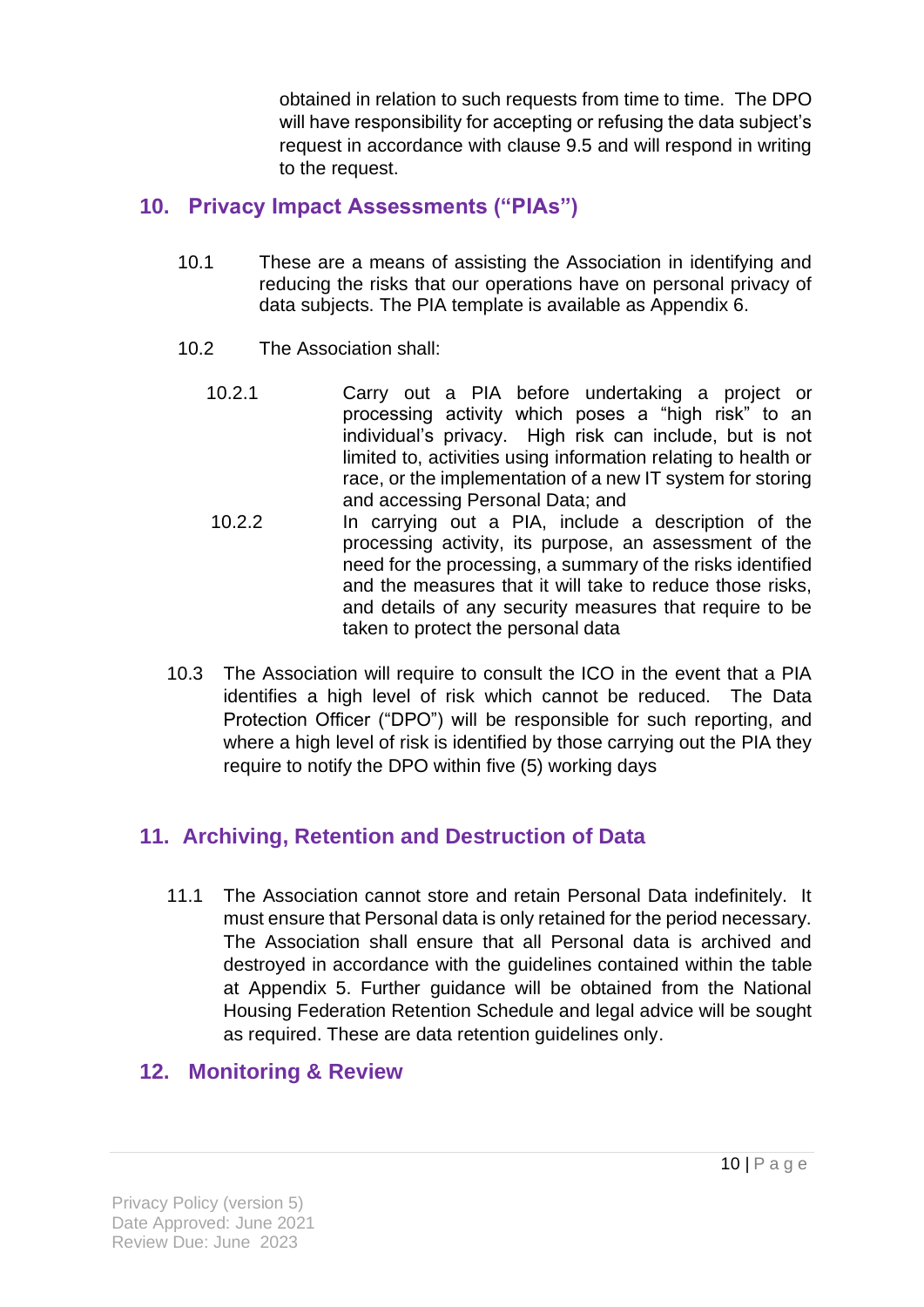obtained in relation to such requests from time to time. The DPO will have responsibility for accepting or refusing the data subject's request in accordance with clause 9.5 and will respond in writing to the request.

## 10. Privacy Impact Assessments ("PIAs")

10.1 These are a means of assisting the Association in identifying and reducing the risks that our operations have on personal privacy of data subjects. The PIA template is available as Appendix 6.

10.2 The Association shall:

10.2.1 Carry out a PIA before undertaking a project or processing activity which poses a "high risk" to an individual's privacy. High risk can include, but is not limited to, activities using information relating to health or race, or the implementation of a new IT system for storing and accessing Personal Data; and

10.2.2 In carrying out a PIA, include a description of the processing activity, its purpose, an assessment of the need for the processing, a summary of the risks identified and the measures that it will take to reduce those risks, and details of any security measures that require to be taken to protect the personal data

10.3 The Association will require to consult the ICO in the event that a PIA identifies a high level of risk which cannot be reduced. The Data Protection Officer ("DPO") will be responsible for such reporting, and where a high level of risk is identified by those carrying out the PIA they require to notify the DPO within five (5) working days

## 11. Archiving, Retention and Destruction of Data

11.1 The Association cannot store and retain Personal Data indefinitely. It must ensure that Personal data is only retained for the period necessary. The Association shall ensure that all Personal data is archived and destroyed in accordance with the guidelines contained within the table at Appendix 5. Further guidance will be obtained from the National Housing Federation Retention Schedule and legal advice will be sought as required. These are data retention guidelines only.

## 12. Monitoring & Review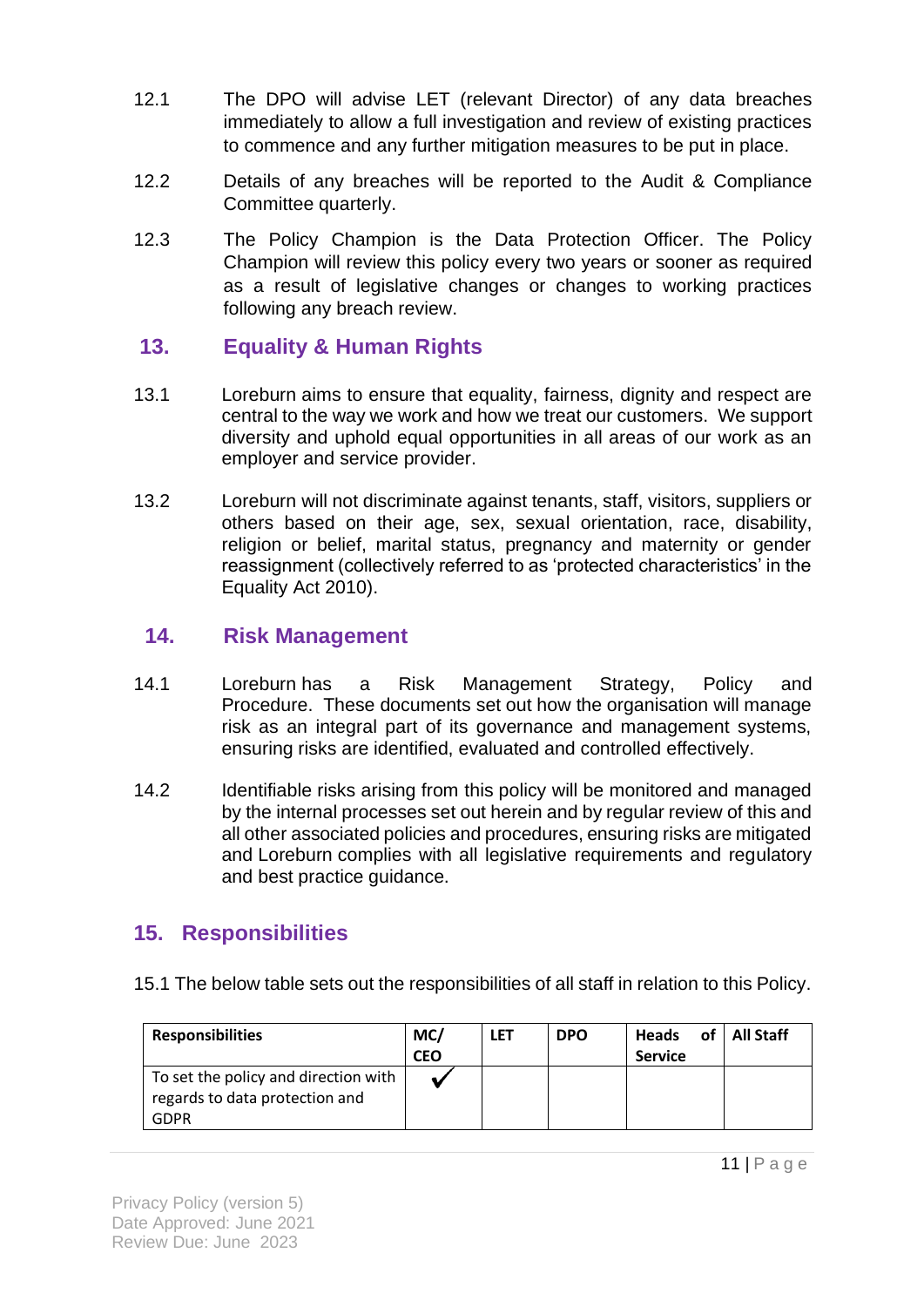12.1 The DPO will advise LET (relevant Director) of any data breaches immediately to allow a full investigation and review of existing practices to commence and any further mitigation measures to be put in place.

12.2 Details of any breaches will be reported to the Audit & Compliance Committee quarterly.

12.3 The Policy Champion is the Data Protection Officer. The Policy Champion will review this policy every two years or sooner as required as a result of legislative changes or changes to working practices following any breach review.

## 13. Equality & Human Rights

13.1 Loreburn aims to ensure that equality, fairness, dignity and respect are central to the way we work and how we treat our customers. We support diversity and uphold equal opportunities in all areas of our work as an employer and service provider.

13.2 Loreburn will not discriminate against tenants, staff, visitors, suppliers or others based on their age, sex, sexual orientation, race, disability, religion or belief, marital status, pregnancy and maternity or gender reassignment (collectively referred to as 'protected characteristics' in the Equality Act 2010).

## 14. Risk Management

14.1 Loreburn has a Risk Management Strategy, Policy and Procedure. These documents set out how the organisation will manage risk as an integral part of its governance and management systems, ensuring risks are identified, evaluated and controlled effectively.

14.2 Identifiable risks arising from this policy will be monitored and managed by the internal processes set out herein and by regular review of this and all other associated policies and procedures, ensuring risks are mitigated and Loreburn complies with all legislative requirements and regulatory and best practice guidance.

## 15. Responsibilities

15.1 The below table sets out the responsibilities of all staff in relation to this Policy.

| Responsibilities | MC/ CEO | LET | DPO | Heads of Service | All Staff |
|---|---|---|---|---|---|
| To set the policy and direction with regards to data protection and GDPR | ✓ | | | | |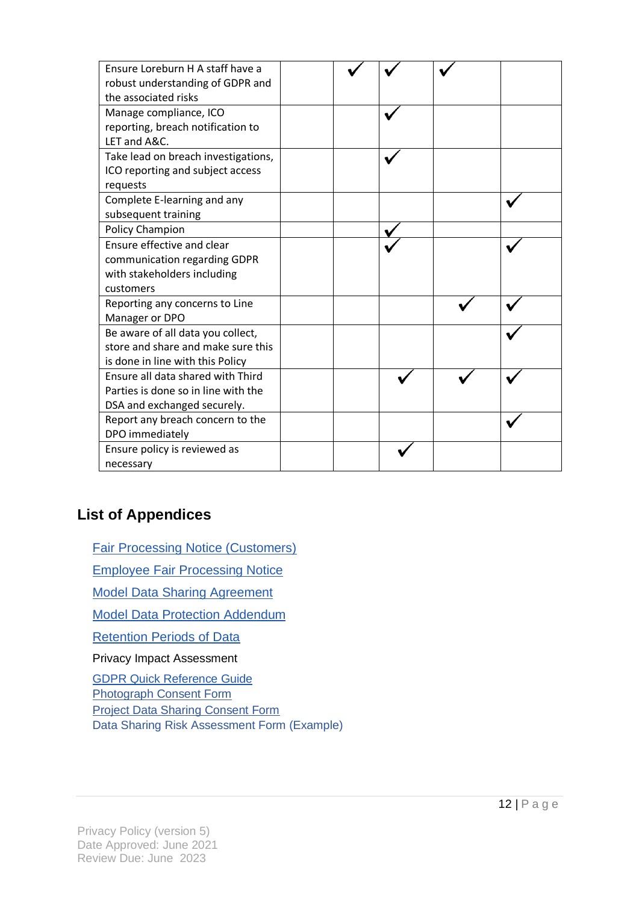| | | | | | |
|---|---|---|---|---|---|
| Ensure Loreburn H A staff have a robust understanding of GDPR and the associated risks | | ✓ | ✓ | ✓ | |
| Manage compliance, ICO reporting, breach notification to LET and A&C. | | | ✓ | | |
| Take lead on breach investigations, ICO reporting and subject access requests | | | ✓ | | |
| Complete E-learning and any subsequent training | | | | | ✓ |
| Policy Champion | | | ✓ | | |
| Ensure effective and clear communication regarding GDPR with stakeholders including customers | | | ✓ | | ✓ |
| Reporting any concerns to Line Manager or DPO | | | | ✓ | ✓ |
| Be aware of all data you collect, store and share and make sure this is done in line with this Policy | | | | | ✓ |
| Ensure all data shared with Third Parties is done so in line with the DSA and exchanged securely. | | | ✓ | ✓ | ✓ |
| Report any breach concern to the DPO immediately | | | | | ✓ |
| Ensure policy is reviewed as necessary | | | ✓ | | |

## List of Appendices

- Fair Processing Notice (Customers)
- Employee Fair Processing Notice
- Model Data Sharing Agreement
- Model Data Protection Addendum
- Retention Periods of Data
- Privacy Impact Assessment
- GDPR Quick Reference Guide
- Photograph Consent Form
- Project Data Sharing Consent Form
- Data Sharing Risk Assessment Form (Example)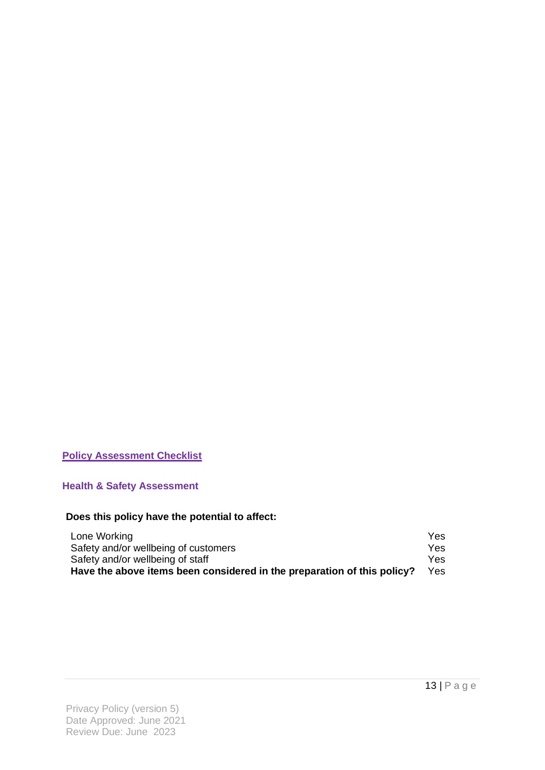## Policy Assessment Checklist

### Health & Safety Assessment

**Does this policy have the potential to affect:**

| | |
|---|---|
| Lone Working | Yes |
| Safety and/or wellbeing of customers | Yes |
| Safety and/or wellbeing of staff | Yes |
| **Have the above items been considered in the preparation of this policy?** | Yes |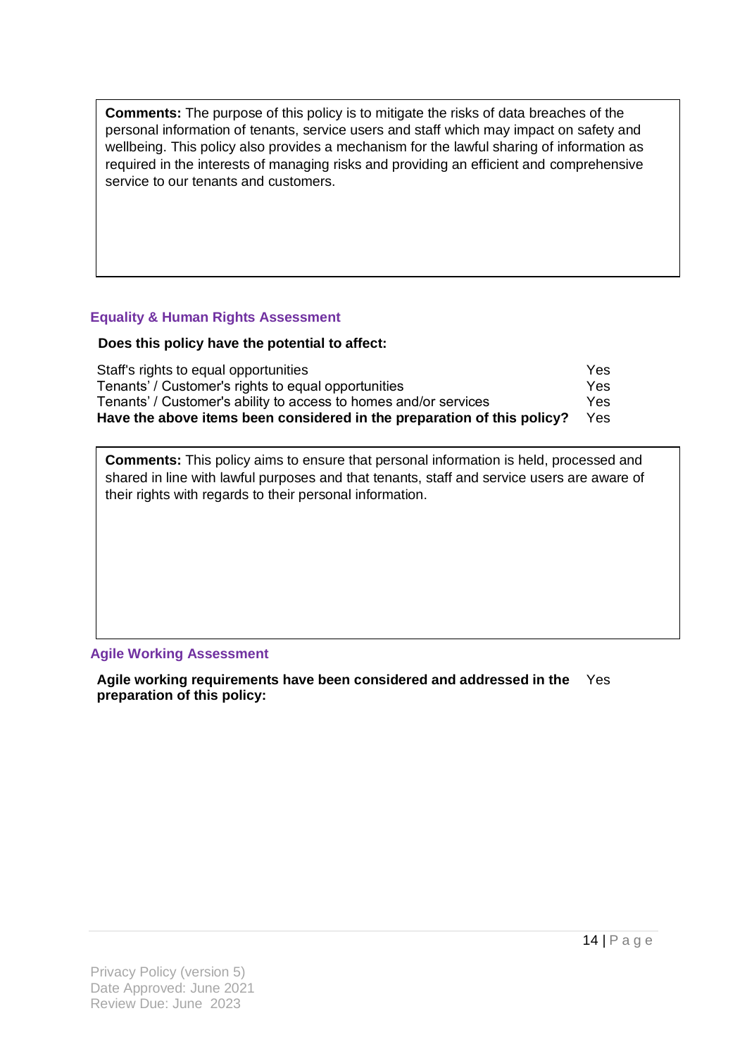**Comments:** The purpose of this policy is to mitigate the risks of data breaches of the personal information of tenants, service users and staff which may impact on safety and wellbeing. This policy also provides a mechanism for the lawful sharing of information as required in the interests of managing risks and providing an efficient and comprehensive service to our tenants and customers.

### Equality & Human Rights Assessment

**Does this policy have the potential to affect:**

| | |
|---|---|
| Staff's rights to equal opportunities | Yes |
| Tenants' / Customer's rights to equal opportunities | Yes |
| Tenants' / Customer's ability to access to homes and/or services | Yes |
| **Have the above items been considered in the preparation of this policy?** | Yes |

**Comments:** This policy aims to ensure that personal information is held, processed and shared in line with lawful purposes and that tenants, staff and service users are aware of their rights with regards to their personal information.

### Agile Working Assessment

| | |
|---|---|
| **Agile working requirements have been considered and addressed in the preparation of this policy:** | Yes |